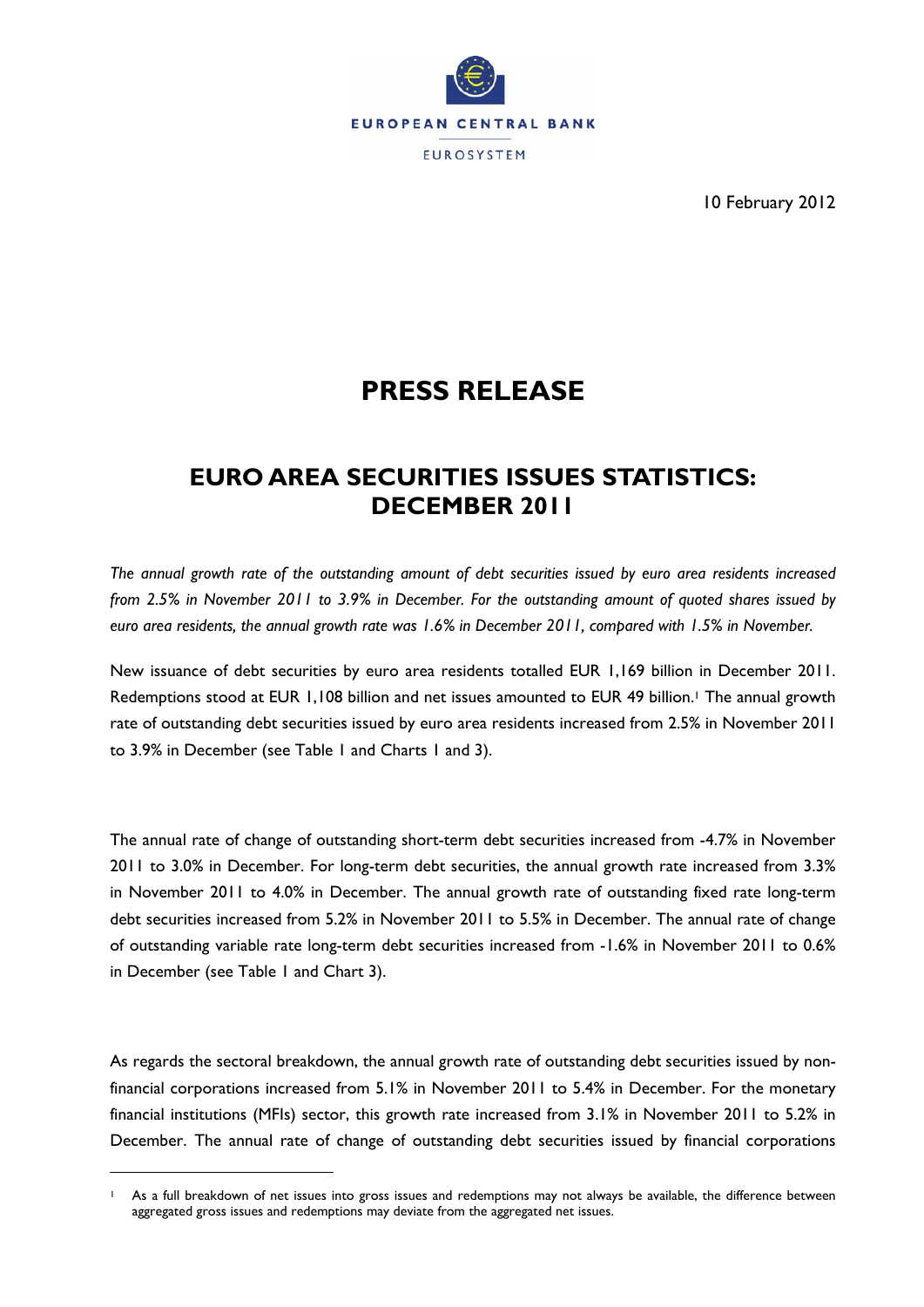EUROPEAN CENTRAL BANK

EUROSYSTEM

10 February 2012

# PRESS RELEASE

## EURO AREA SECURITIES ISSUES STATISTICS: DECEMBER 2011

*The annual growth rate of the outstanding amount of debt securities issued by euro area residents increased from 2.5% in November 2011 to 3.9% in December. For the outstanding amount of quoted shares issued by euro area residents, the annual growth rate was 1.6% in December 2011, compared with 1.5% in November.*

New issuance of debt securities by euro area residents totalled EUR 1,169 billion in December 2011. Redemptions stood at EUR 1,108 billion and net issues amounted to EUR 49 billion.[1] The annual growth rate of outstanding debt securities issued by euro area residents increased from 2.5% in November 2011 to 3.9% in December (see Table 1 and Charts 1 and 3).

The annual rate of change of outstanding short-term debt securities increased from -4.7% in November 2011 to 3.0% in December. For long-term debt securities, the annual growth rate increased from 3.3% in November 2011 to 4.0% in December. The annual growth rate of outstanding fixed rate long-term debt securities increased from 5.2% in November 2011 to 5.5% in December. The annual rate of change of outstanding variable rate long-term debt securities increased from -1.6% in November 2011 to 0.6% in December (see Table 1 and Chart 3).

As regards the sectoral breakdown, the annual growth rate of outstanding debt securities issued by non-financial corporations increased from 5.1% in November 2011 to 5.4% in December. For the monetary financial institutions (MFIs) sector, this growth rate increased from 3.1% in November 2011 to 5.2% in December. The annual rate of change of outstanding debt securities issued by financial corporations

[1] As a full breakdown of net issues into gross issues and redemptions may not always be available, the difference between aggregated gross issues and redemptions may deviate from the aggregated net issues.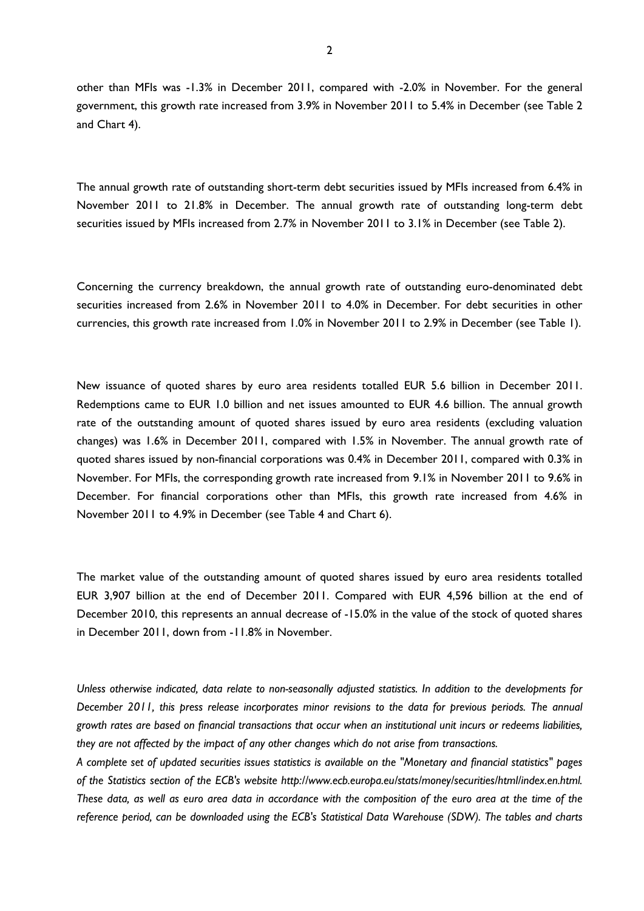other than MFIs was -1.3% in December 2011, compared with -2.0% in November. For the general government, this growth rate increased from 3.9% in November 2011 to 5.4% in December (see Table 2 and Chart 4).

The annual growth rate of outstanding short-term debt securities issued by MFIs increased from 6.4% in November 2011 to 21.8% in December. The annual growth rate of outstanding long-term debt securities issued by MFIs increased from 2.7% in November 2011 to 3.1% in December (see Table 2).

Concerning the currency breakdown, the annual growth rate of outstanding euro-denominated debt securities increased from 2.6% in November 2011 to 4.0% in December. For debt securities in other currencies, this growth rate increased from 1.0% in November 2011 to 2.9% in December (see Table 1).

New issuance of quoted shares by euro area residents totalled EUR 5.6 billion in December 2011. Redemptions came to EUR 1.0 billion and net issues amounted to EUR 4.6 billion. The annual growth rate of the outstanding amount of quoted shares issued by euro area residents (excluding valuation changes) was 1.6% in December 2011, compared with 1.5% in November. The annual growth rate of quoted shares issued by non-financial corporations was 0.4% in December 2011, compared with 0.3% in November. For MFIs, the corresponding growth rate increased from 9.1% in November 2011 to 9.6% in December. For financial corporations other than MFIs, this growth rate increased from 4.6% in November 2011 to 4.9% in December (see Table 4 and Chart 6).

The market value of the outstanding amount of quoted shares issued by euro area residents totalled EUR 3,907 billion at the end of December 2011. Compared with EUR 4,596 billion at the end of December 2010, this represents an annual decrease of -15.0% in the value of the stock of quoted shares in December 2011, down from -11.8% in November.

*Unless otherwise indicated, data relate to non-seasonally adjusted statistics. In addition to the developments for December 2011, this press release incorporates minor revisions to the data for previous periods. The annual growth rates are based on financial transactions that occur when an institutional unit incurs or redeems liabilities, they are not affected by the impact of any other changes which do not arise from transactions.*

*A complete set of updated securities issues statistics is available on the "Monetary and financial statistics" pages of the Statistics section of the ECB's website http://www.ecb.europa.eu/stats/money/securities/html/index.en.html. These data, as well as euro area data in accordance with the composition of the euro area at the time of the reference period, can be downloaded using the ECB's Statistical Data Warehouse (SDW). The tables and charts*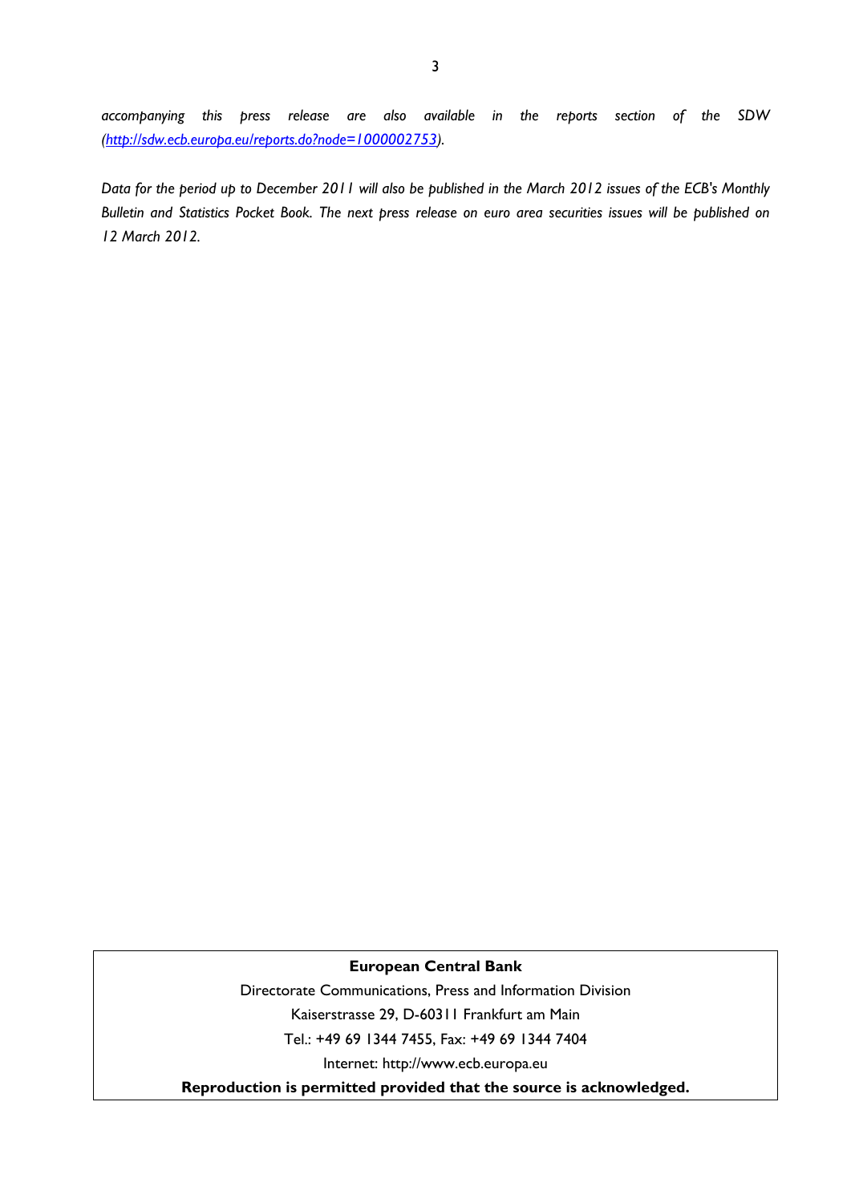*accompanying this press release are also available in the reports section of the SDW ([http://sdw.ecb.europa.eu/reports.do?node=1000002753](http://sdw.ecb.europa.eu/reports.do?node=1000002753)).*

*Data for the period up to December 2011 will also be published in the March 2012 issues of the ECB's Monthly Bulletin and Statistics Pocket Book. The next press release on euro area securities issues will be published on 12 March 2012.*

**European Central Bank**

Directorate Communications, Press and Information Division

Kaiserstrasse 29, D-60311 Frankfurt am Main

Tel.: +49 69 1344 7455, Fax: +49 69 1344 7404

Internet: http://www.ecb.europa.eu

**Reproduction is permitted provided that the source is acknowledged.**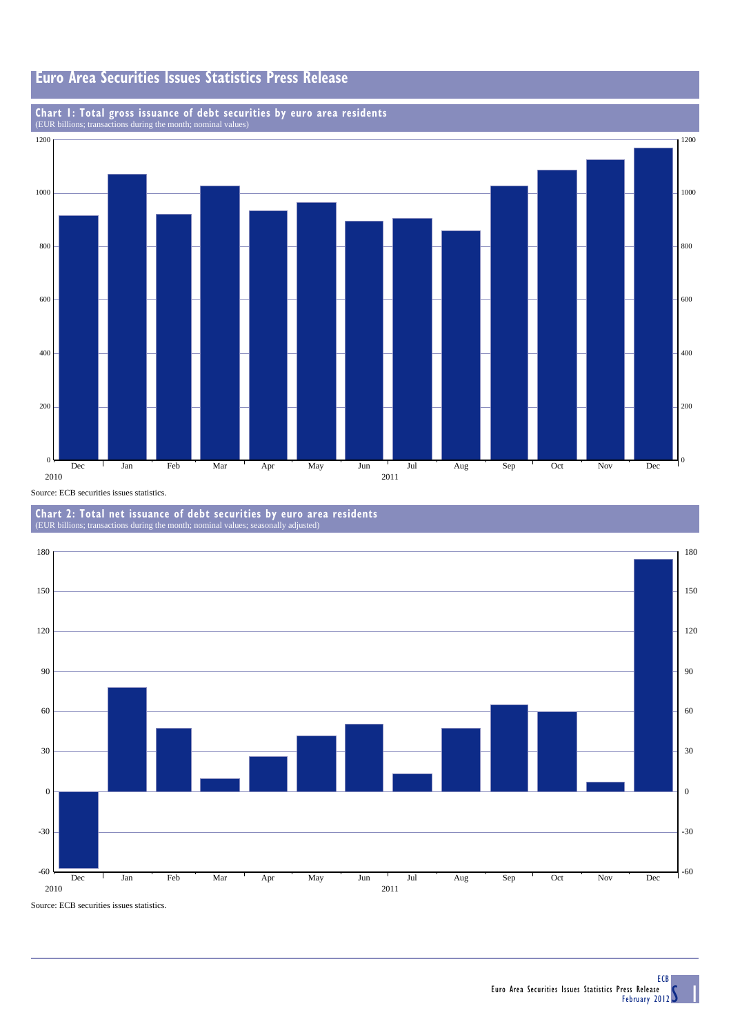# Euro Area Securities Issues Statistics Press Release

## Chart 1: Total gross issuance of debt securities by euro area residents

(EUR billions; transactions during the month; nominal values)

Source: ECB securities issues statistics.

## Chart 2: Total net issuance of debt securities by euro area residents

(EUR billions; transactions during the month; nominal values; seasonally adjusted)

Source: ECB securities issues statistics.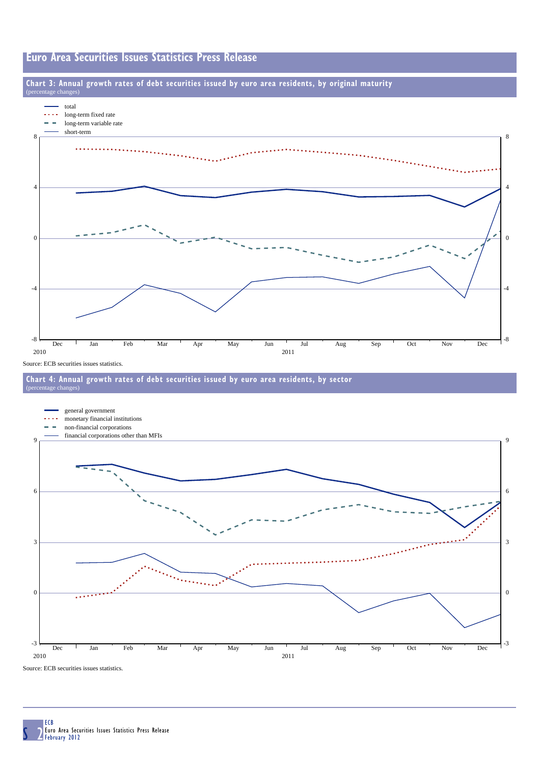## Chart 3: Annual growth rates of debt securities issued by euro area residents, by original maturity

(percentage changes)

- total
- long-term fixed rate
- long-term variable rate
- short-term

Dec 2010, Jan, Feb, Mar, Apr, May, Jun, Jul 2011, Aug, Sep, Oct, Nov, Dec

Source: ECB securities issues statistics.

## Chart 4: Annual growth rates of debt securities issued by euro area residents, by sector

(percentage changes)

- general government
- monetary financial institutions
- non-financial corporations
- financial corporations other than MFIs

Dec 2010, Jan, Feb, Mar, Apr, May, Jun, Jul 2011, Aug, Sep, Oct, Nov, Dec

Source: ECB securities issues statistics.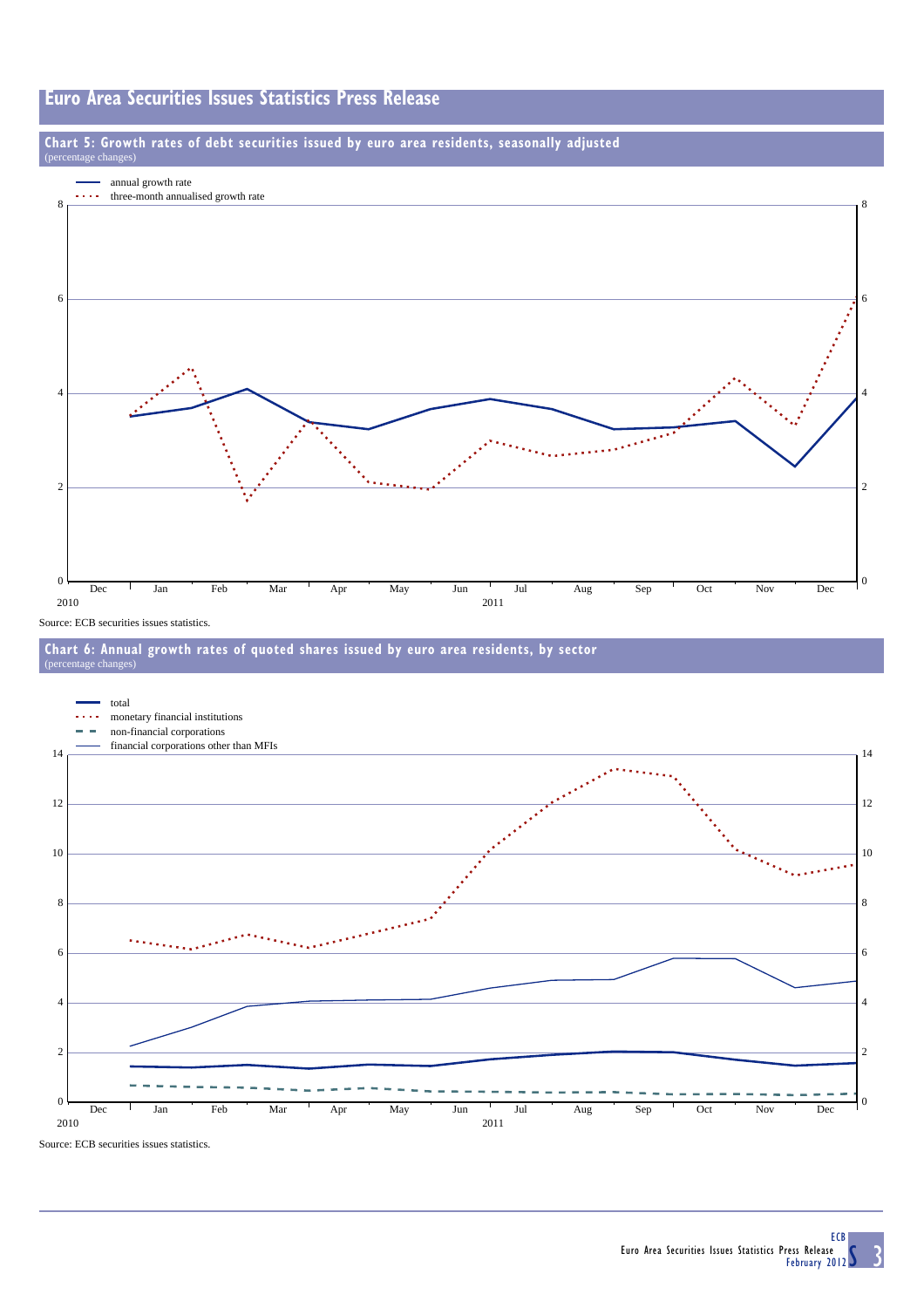## Chart 5: Growth rates of debt securities issued by euro area residents, seasonally adjusted

(percentage changes)

- annual growth rate
- three-month annualised growth rate

Source: ECB securities issues statistics.

## Chart 6: Annual growth rates of quoted shares issued by euro area residents, by sector

(percentage changes)

- total
- monetary financial institutions
- non-financial corporations
- financial corporations other than MFIs

Source: ECB securities issues statistics.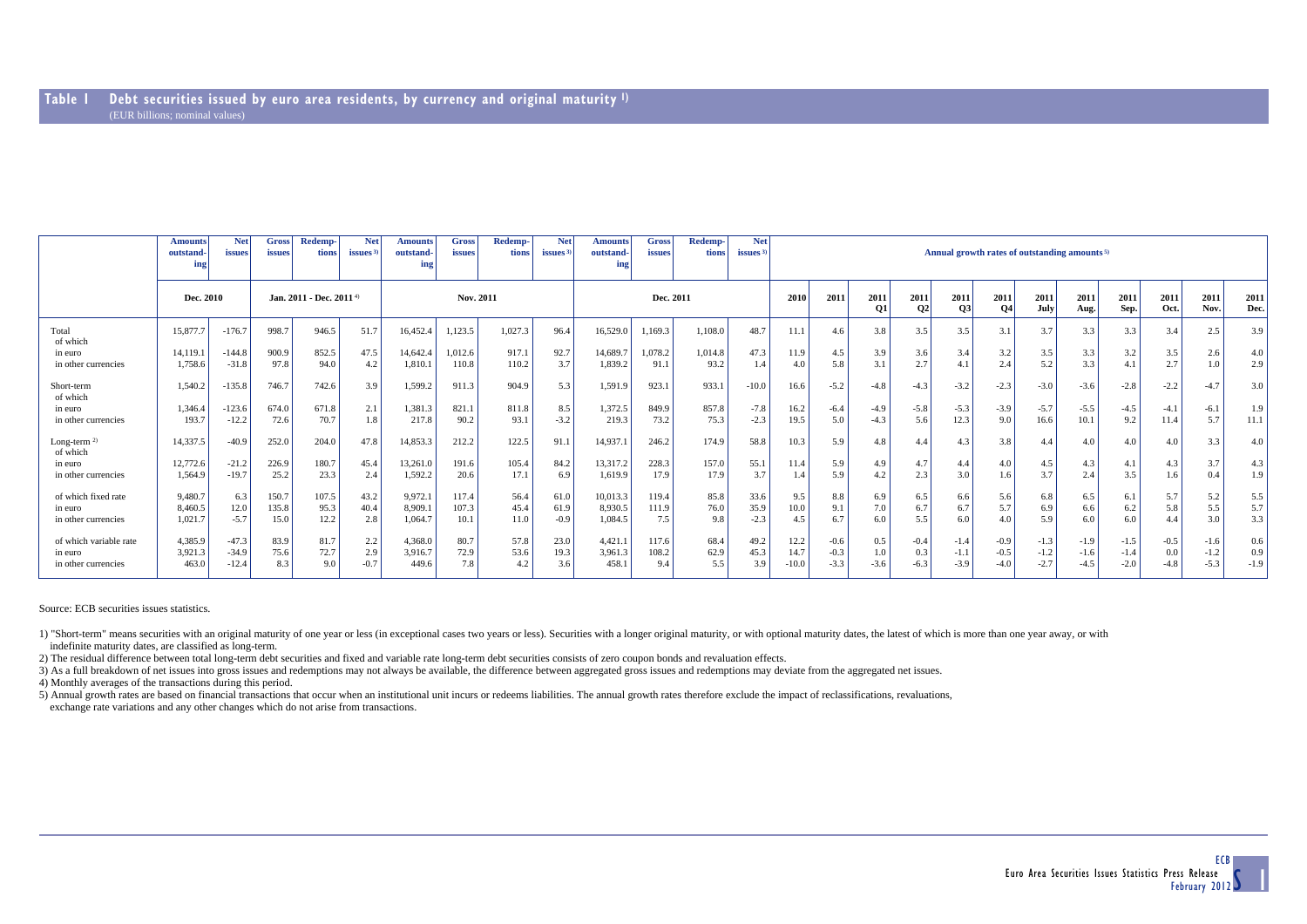## Table 1 Debt securities issued by euro area residents, by currency and original maturity [1]

(EUR billions; nominal values)

| | Amounts outstand-ing | Net issues | Gross issues | Redemp-tions | Net issues [3] | Amounts outstand-ing | Gross issues | Redemp-tions | Net issues [3] | Amounts outstand-ing | Gross issues | Redemp-tions | Net issues [3] | Annual growth rates of outstanding amounts [5] | | | | | | | | | | | |
|---|---|---|---|---|---|---|---|---|---|---|---|---|---|---|---|---|---|---|---|---|---|---|---|---|---|
| | Dec. 2010 | | Jan. 2011 - Dec. 2011 [4] | | | Nov. 2011 | | | | Dec. 2011 | | | | 2010 | 2011 | 2011 Q1 | 2011 Q2 | 2011 Q3 | 2011 Q4 | 2011 July | 2011 Aug. | 2011 Sep. | 2011 Oct. | 2011 Nov. | 2011 Dec. |
| Total | 15,877.7 | -176.7 | 998.7 | 946.5 | 51.7 | 16,452.4 | 1,123.5 | 1,027.3 | 96.4 | 16,529.0 | 1,169.3 | 1,108.0 | 48.7 | 11.1 | 4.6 | 3.8 | 3.5 | 3.5 | 3.1 | 3.7 | 3.3 | 3.3 | 3.4 | 2.5 | 3.9 |
| of which | | | | | | | | | | | | | | | | | | | | | | | | | |
| in euro | 14,119.1 | -144.8 | 900.9 | 852.5 | 47.5 | 14,642.4 | 1,012.6 | 917.1 | 92.7 | 14,689.7 | 1,078.2 | 1,014.8 | 47.3 | 11.9 | 4.5 | 3.9 | 3.6 | 3.4 | 3.2 | 3.5 | 3.3 | 3.2 | 3.5 | 2.6 | 4.0 |
| in other currencies | 1,758.6 | -31.8 | 97.8 | 94.0 | 4.2 | 1,810.1 | 110.8 | 110.2 | 3.7 | 1,839.2 | 91.1 | 93.2 | 1.4 | 4.0 | 5.8 | 3.1 | 2.7 | 4.1 | 2.4 | 5.2 | 3.3 | 4.1 | 2.7 | 1.0 | 2.9 |
| Short-term | 1,540.2 | -135.8 | 746.7 | 742.6 | 3.9 | 1,599.2 | 911.3 | 904.9 | 5.3 | 1,591.9 | 923.1 | 933.1 | -10.0 | 16.6 | -5.2 | -4.8 | -4.3 | -3.2 | -2.3 | -3.0 | -3.6 | -2.8 | -2.2 | -4.7 | 3.0 |
| of which | | | | | | | | | | | | | | | | | | | | | | | | | |
| in euro | 1,346.4 | -123.6 | 674.0 | 671.8 | 2.1 | 1,381.3 | 821.1 | 811.8 | 8.5 | 1,372.5 | 849.9 | 857.8 | -7.8 | 16.2 | -6.4 | -4.9 | -5.8 | -5.3 | -3.9 | -5.7 | -5.5 | -4.5 | -4.1 | -6.1 | 1.9 |
| in other currencies | 193.7 | -12.2 | 72.6 | 70.7 | 1.8 | 217.8 | 90.2 | 93.1 | -3.2 | 219.3 | 73.2 | 75.3 | -2.3 | 19.5 | 5.0 | -4.3 | 5.6 | 12.3 | 9.0 | 16.6 | 10.1 | 9.2 | 11.4 | 5.7 | 11.1 |
| Long-term [2] | 14,337.5 | -40.9 | 252.0 | 204.0 | 47.8 | 14,853.3 | 212.2 | 122.5 | 91.1 | 14,937.1 | 246.2 | 174.9 | 58.8 | 10.3 | 5.9 | 4.8 | 4.4 | 4.3 | 3.8 | 4.4 | 4.0 | 4.0 | 4.0 | 3.3 | 4.0 |
| of which | | | | | | | | | | | | | | | | | | | | | | | | | |
| in euro | 12,772.6 | -21.2 | 226.9 | 180.7 | 45.4 | 13,261.0 | 191.6 | 105.4 | 84.2 | 13,317.2 | 228.3 | 157.0 | 55.1 | 11.4 | 5.9 | 4.9 | 4.7 | 4.4 | 4.0 | 4.5 | 4.3 | 4.1 | 4.3 | 3.7 | 4.3 |
| in other currencies | 1,564.9 | -19.7 | 25.2 | 23.3 | 2.4 | 1,592.2 | 20.6 | 17.1 | 6.9 | 1,619.9 | 17.9 | 17.9 | 3.7 | 1.4 | 5.9 | 4.2 | 2.3 | 3.0 | 1.6 | 3.7 | 2.4 | 3.5 | 1.6 | 0.4 | 1.9 |
| of which fixed rate | 9,480.7 | 6.3 | 150.7 | 107.5 | 43.2 | 9,972.1 | 117.4 | 56.4 | 61.0 | 10,013.3 | 119.4 | 85.8 | 33.6 | 9.5 | 8.8 | 6.9 | 6.5 | 6.6 | 5.6 | 6.8 | 6.5 | 6.1 | 5.7 | 5.2 | 5.5 |
| in euro | 8,460.5 | 12.0 | 135.8 | 95.3 | 40.4 | 8,909.1 | 107.3 | 45.4 | 61.9 | 8,930.5 | 111.9 | 76.0 | 35.9 | 10.0 | 9.1 | 7.0 | 6.7 | 6.7 | 5.7 | 6.9 | 6.6 | 6.2 | 5.8 | 5.5 | 5.7 |
| in other currencies | 1,021.7 | -5.7 | 15.0 | 12.2 | 2.8 | 1,064.7 | 10.1 | 11.0 | -0.9 | 1,084.5 | 7.5 | 9.8 | -2.3 | 4.5 | 6.7 | 6.0 | 5.5 | 6.0 | 4.0 | 5.9 | 6.0 | 6.0 | 4.4 | 3.0 | 3.3 |
| of which variable rate | 4,385.9 | -47.3 | 83.9 | 81.7 | 2.2 | 4,368.0 | 80.7 | 57.8 | 23.0 | 4,421.1 | 117.6 | 68.4 | 49.2 | 12.2 | -0.6 | 0.5 | -0.4 | -1.4 | -0.9 | -1.3 | -1.9 | -1.5 | -0.5 | -1.6 | 0.6 |
| in euro | 3,921.3 | -34.9 | 75.6 | 72.7 | 2.9 | 3,916.7 | 72.9 | 53.6 | 19.3 | 3,961.3 | 108.2 | 62.9 | 45.3 | 14.7 | -0.3 | 1.0 | 0.3 | -1.1 | -0.5 | -1.2 | -1.6 | -1.4 | 0.0 | -1.2 | 0.9 |
| in other currencies | 463.0 | -12.4 | 8.3 | 9.0 | -0.7 | 449.6 | 7.8 | 4.2 | 3.6 | 458.1 | 9.4 | 5.5 | 3.9 | -10.0 | -3.3 | -3.6 | -6.3 | -3.9 | -4.0 | -2.7 | -4.5 | -2.0 | -4.8 | -5.3 | -1.9 |

Source: ECB securities issues statistics.

1) "Short-term" means securities with an original maturity of one year or less (in exceptional cases two years or less). Securities with a longer original maturity, or with optional maturity dates, the latest of which is more than one year away, or with indefinite maturity dates, are classified as long-term.

2) The residual difference between total long-term debt securities and fixed and variable rate long-term debt securities consists of zero coupon bonds and revaluation effects.

3) As a full breakdown of net issues into gross issues and redemptions may not always be available, the difference between aggregated gross issues and redemptions may deviate from the aggregated net issues.

4) Monthly averages of the transactions during this period.

5) Annual growth rates are based on financial transactions that occur when an institutional unit incurs or redeems liabilities. The annual growth rates therefore exclude the impact of reclassifications, revaluations, exchange rate variations and any other changes which do not arise from transactions.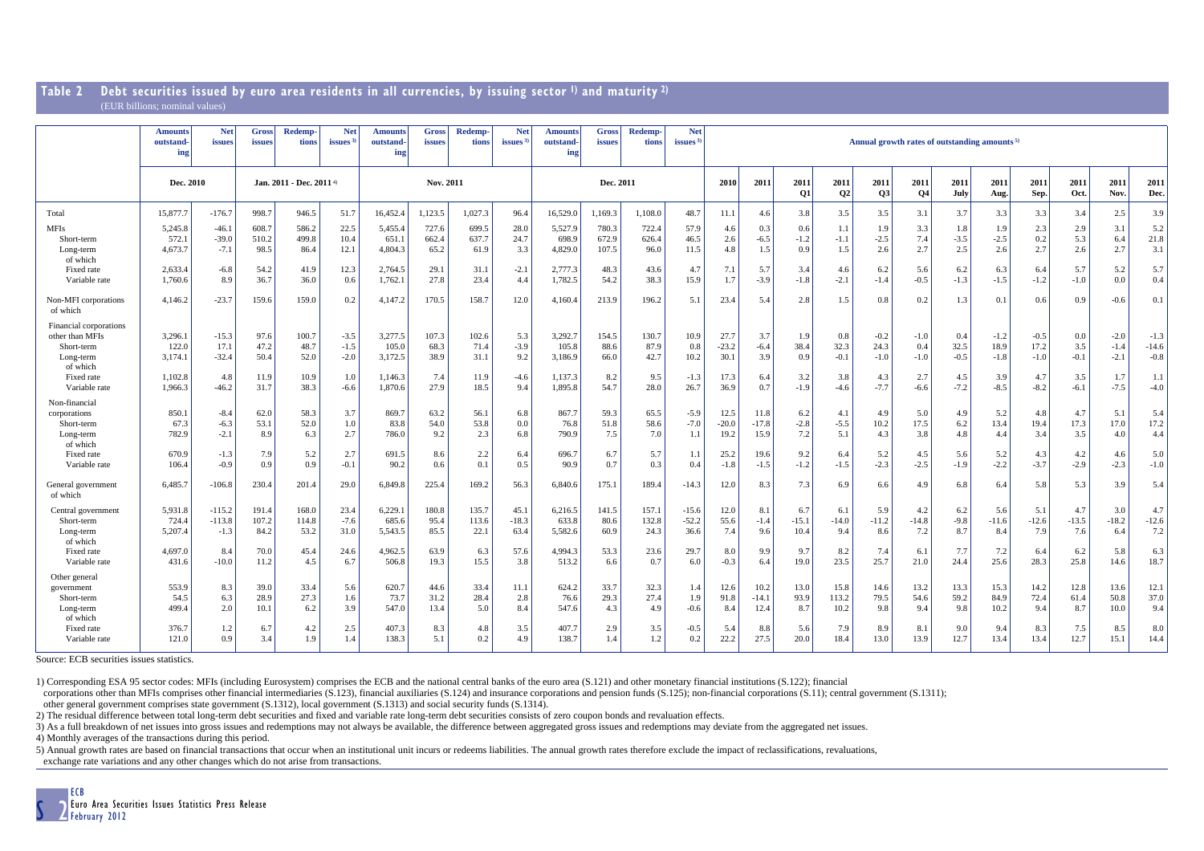## Table 2 Debt securities issued by euro area residents in all currencies, by issuing sector [1]) and maturity [2])

(EUR billions; nominal values)

| | Amounts outstanding | Net issues | Gross issues | Redemptions | Net issues [3]) | Amounts outstanding | Gross issues | Redemptions | Net issues [3]) | Amounts outstanding | Gross issues | Redemptions | Net issues [3]) | Annual growth rates of outstanding amounts [5]) | | | | | | | | | | | |
|---|---|---|---|---|---|---|---|---|---|---|---|---|---|---|---|---|---|---|---|---|---|---|---|---|---|
| | Dec. 2010 | | Jan. 2011 - Dec. 2011 [4]) | | | Nov. 2011 | | | | Dec. 2011 | | | | 2010 | 2011 | 2011 Q1 | 2011 Q2 | 2011 Q3 | 2011 Q4 | 2011 July | 2011 Aug. | 2011 Sep. | 2011 Oct. | 2011 Nov. | 2011 Dec. |
| Total | 15,877.7 | -176.7 | 998.7 | 946.5 | 51.7 | 16,452.4 | 1,123.5 | 1,027.3 | 96.4 | 16,529.0 | 1,169.3 | 1,108.0 | 48.7 | 11.1 | 4.6 | 3.8 | 3.5 | 3.5 | 3.1 | 3.7 | 3.3 | 3.3 | 3.4 | 2.5 | 3.9 |
| MFIs | 5,245.8 | -46.1 | 608.7 | 586.2 | 22.5 | 5,455.4 | 727.6 | 699.5 | 28.0 | 5,527.9 | 780.3 | 722.4 | 57.9 | 4.6 | 0.3 | 0.6 | 1.1 | 1.9 | 3.3 | 1.8 | 1.9 | 2.3 | 2.9 | 3.1 | 5.2 |
| Short-term | 572.1 | -39.0 | 510.2 | 499.8 | 10.4 | 651.1 | 662.4 | 637.7 | 24.7 | 698.9 | 672.9 | 626.4 | 46.5 | 2.6 | -6.5 | -1.2 | -1.1 | -2.5 | 7.4 | -3.5 | -2.5 | 0.2 | 5.3 | 6.4 | 21.8 |
| Long-term | 4,673.7 | -7.1 | 98.5 | 86.4 | 12.1 | 4,804.3 | 65.2 | 61.9 | 3.3 | 4,829.0 | 107.5 | 96.0 | 11.5 | 4.8 | 1.5 | 0.9 | 1.5 | 2.6 | 2.7 | 2.5 | 2.6 | 2.7 | 2.6 | 2.7 | 3.1 |
| of which | | | | | | | | | | | | | | | | | | | | | | | | | |
| Fixed rate | 2,633.4 | -6.8 | 54.2 | 41.9 | 12.3 | 2,764.5 | 29.1 | 31.1 | -2.1 | 2,777.3 | 48.3 | 43.6 | 4.7 | 7.1 | 5.7 | 3.4 | 4.6 | 6.2 | 5.6 | 6.2 | 6.3 | 6.4 | 5.7 | 5.2 | 5.7 |
| Variable rate | 1,760.6 | 8.9 | 36.7 | 36.0 | 0.6 | 1,762.1 | 27.8 | 23.4 | 4.4 | 1,782.5 | 54.2 | 38.3 | 15.9 | 1.7 | -3.9 | -1.8 | -2.1 | -1.4 | -0.5 | -1.3 | -1.5 | -1.2 | -1.0 | 0.0 | 0.4 |
| Non-MFI corporations of which | 4,146.2 | -23.7 | 159.6 | 159.0 | 0.2 | 4,147.2 | 170.5 | 158.7 | 12.0 | 4,160.4 | 213.9 | 196.2 | 5.1 | 23.4 | 5.4 | 2.8 | 1.5 | 0.8 | 0.2 | 1.3 | 0.1 | 0.6 | 0.9 | -0.6 | 0.1 |
| Financial corporations other than MFIs | 3,296.1 | -15.3 | 97.6 | 100.7 | -3.5 | 3,277.5 | 107.3 | 102.6 | 5.3 | 3,292.7 | 154.5 | 130.7 | 10.9 | 27.7 | 3.7 | 1.9 | 0.8 | -0.2 | -1.0 | 0.4 | -1.2 | -0.5 | 0.0 | -2.0 | -1.3 |
| Short-term | 122.0 | 17.1 | 47.2 | 48.7 | -1.5 | 105.0 | 68.3 | 71.4 | -3.9 | 105.8 | 88.6 | 87.9 | 0.8 | -23.2 | -6.4 | 38.4 | 32.3 | 24.3 | 0.4 | 32.5 | 18.9 | 17.2 | 3.5 | -1.4 | -14.6 |
| Long-term | 3,174.1 | -32.4 | 50.4 | 52.0 | -2.0 | 3,172.5 | 38.9 | 31.1 | 9.2 | 3,186.9 | 66.0 | 42.7 | 10.2 | 30.1 | 3.9 | 0.9 | -0.1 | -1.0 | -1.0 | -0.5 | -1.8 | -1.0 | -0.1 | -2.1 | -0.8 |
| of which | | | | | | | | | | | | | | | | | | | | | | | | | |
| Fixed rate | 1,102.8 | 4.8 | 11.9 | 10.9 | 1.0 | 1,146.3 | 7.4 | 11.9 | -4.6 | 1,137.3 | 8.2 | 9.5 | -1.3 | 17.3 | 6.4 | 3.2 | 3.8 | 4.3 | 2.7 | 4.5 | 3.9 | 4.7 | 3.5 | 1.7 | 1.1 |
| Variable rate | 1,966.3 | -46.2 | 31.7 | 38.3 | -6.6 | 1,870.6 | 27.9 | 18.5 | 9.4 | 1,895.8 | 54.7 | 28.0 | 26.7 | 36.9 | 0.7 | -1.9 | -4.6 | -7.7 | -6.6 | -7.2 | -8.5 | -8.2 | -6.1 | -7.5 | -4.0 |
| Non-financial corporations | 850.1 | -8.4 | 62.0 | 58.3 | 3.7 | 869.7 | 63.2 | 56.1 | 6.8 | 867.7 | 59.3 | 65.5 | -5.9 | 12.5 | 11.8 | 6.2 | 4.1 | 4.9 | 5.0 | 4.9 | 5.2 | 4.8 | 4.7 | 5.1 | 5.4 |
| Short-term | 67.3 | -6.3 | 53.1 | 52.0 | 1.0 | 83.8 | 54.0 | 53.8 | 0.0 | 76.8 | 51.8 | 58.6 | -7.0 | -20.0 | -17.8 | -2.8 | -5.5 | 10.2 | 17.5 | 6.2 | 13.4 | 19.4 | 17.3 | 17.0 | 17.2 |
| Long-term | 782.9 | -2.1 | 8.9 | 6.3 | 2.7 | 786.0 | 9.2 | 2.3 | 6.8 | 790.9 | 7.5 | 7.0 | 1.1 | 19.2 | 15.9 | 7.2 | 5.1 | 4.3 | 3.8 | 4.8 | 4.4 | 3.4 | 3.5 | 4.0 | 4.4 |
| of which | | | | | | | | | | | | | | | | | | | | | | | | | |
| Fixed rate | 670.9 | -1.3 | 7.9 | 5.2 | 2.7 | 691.5 | 8.6 | 2.2 | 6.4 | 696.7 | 6.7 | 5.7 | 1.1 | 25.2 | 19.6 | 9.2 | 6.4 | 5.2 | 4.5 | 5.6 | 5.2 | 4.3 | 4.2 | 4.6 | 5.0 |
| Variable rate | 106.4 | -0.9 | 0.9 | 0.9 | -0.1 | 90.2 | 0.6 | 0.1 | 0.5 | 90.9 | 0.7 | 0.3 | 0.4 | -1.8 | -1.5 | -1.2 | -1.5 | -2.3 | -2.5 | -1.9 | -2.2 | -3.7 | -2.9 | -2.3 | -1.0 |
| General government of which | 6,485.7 | -106.8 | 230.4 | 201.4 | 29.0 | 6,849.8 | 225.4 | 169.2 | 56.3 | 6,840.6 | 175.1 | 189.4 | -14.3 | 12.0 | 8.3 | 7.3 | 6.9 | 6.6 | 4.9 | 6.8 | 6.4 | 5.8 | 5.3 | 3.9 | 5.4 |
| Central government | 5,931.8 | -115.2 | 191.4 | 168.0 | 23.4 | 6,229.1 | 180.8 | 135.7 | 45.1 | 6,216.5 | 141.5 | 157.1 | -15.6 | 12.0 | 8.1 | 6.7 | 6.1 | 5.9 | 4.2 | 6.2 | 5.6 | 5.1 | 4.7 | 3.0 | 4.7 |
| Short-term | 724.4 | -113.8 | 107.2 | 114.8 | -7.6 | 685.6 | 95.4 | 113.6 | -18.3 | 633.8 | 80.6 | 132.8 | -52.2 | 55.6 | -1.4 | -15.1 | -14.0 | -11.2 | -14.8 | -9.8 | -11.6 | -12.6 | -13.5 | -18.2 | -12.6 |
| Long-term | 5,207.4 | -1.3 | 84.2 | 53.2 | 31.0 | 5,543.5 | 85.5 | 22.1 | 63.4 | 5,582.6 | 60.9 | 24.3 | 36.6 | 7.4 | 9.6 | 10.4 | 9.4 | 8.6 | 7.2 | 8.7 | 8.4 | 7.9 | 7.6 | 6.4 | 7.2 |
| of which | | | | | | | | | | | | | | | | | | | | | | | | | |
| Fixed rate | 4,697.0 | 8.4 | 70.0 | 45.4 | 24.6 | 4,962.5 | 63.9 | 6.3 | 57.6 | 4,994.3 | 53.3 | 23.6 | 29.7 | 8.0 | 9.9 | 9.7 | 8.2 | 7.4 | 6.1 | 7.7 | 7.2 | 6.4 | 6.2 | 5.8 | 6.3 |
| Variable rate | 431.6 | -10.0 | 11.2 | 4.5 | 6.7 | 506.8 | 19.3 | 15.5 | 3.8 | 513.2 | 6.6 | 0.7 | 6.0 | -0.3 | 6.4 | 19.0 | 23.5 | 25.7 | 21.0 | 24.4 | 25.6 | 28.3 | 25.8 | 14.6 | 18.7 |
| Other general government | 553.9 | 8.3 | 39.0 | 33.4 | 5.6 | 620.7 | 44.6 | 33.4 | 11.1 | 624.2 | 33.7 | 32.3 | 1.4 | 12.6 | 10.2 | 13.0 | 15.8 | 14.6 | 13.2 | 13.3 | 15.3 | 14.2 | 12.8 | 13.6 | 12.1 |
| Short-term | 54.5 | 6.3 | 28.9 | 27.3 | 1.6 | 73.7 | 31.2 | 28.4 | 2.8 | 76.6 | 29.3 | 27.4 | 1.9 | 91.8 | -14.1 | 93.9 | 113.2 | 79.5 | 54.6 | 59.2 | 84.9 | 72.4 | 61.4 | 50.8 | 37.0 |
| Long-term | 499.4 | 2.0 | 10.1 | 6.2 | 3.9 | 547.0 | 13.4 | 5.0 | 8.4 | 547.6 | 4.3 | 4.9 | -0.6 | 8.4 | 12.4 | 8.7 | 10.2 | 9.8 | 9.4 | 9.8 | 10.2 | 9.4 | 8.7 | 10.0 | 9.4 |
| of which | | | | | | | | | | | | | | | | | | | | | | | | | |
| Fixed rate | 376.7 | 1.2 | 6.7 | 4.2 | 2.5 | 407.3 | 8.3 | 4.8 | 3.5 | 407.7 | 2.9 | 3.5 | -0.5 | 5.4 | 8.8 | 5.6 | 7.9 | 8.9 | 8.1 | 9.0 | 9.4 | 8.3 | 7.5 | 8.5 | 8.0 |
| Variable rate | 121.0 | 0.9 | 3.4 | 1.9 | 1.4 | 138.3 | 5.1 | 0.2 | 4.9 | 138.7 | 1.4 | 1.2 | 0.2 | 22.2 | 27.5 | 20.0 | 18.4 | 13.0 | 13.9 | 12.7 | 13.4 | 13.4 | 12.7 | 15.1 | 14.4 |

Source: ECB securities issues statistics.

1) Corresponding ESA 95 sector codes: MFIs (including Eurosystem) comprises the ECB and the national central banks of the euro area (S.121) and other monetary financial institutions (S.122); financial corporations other than MFIs comprises other financial intermediaries (S.123), financial auxiliaries (S.124) and insurance corporations and pension funds (S.125); non-financial corporations (S.11); central government (S.1311); other general government comprises state government (S.1312), local government (S.1313) and social security funds (S.1314).

2) The residual difference between total long-term debt securities and fixed and variable rate long-term debt securities consists of zero coupon bonds and revaluation effects.

3) As a full breakdown of net issues into gross issues and redemptions may not always be available, the difference between aggregated gross issues and redemptions may deviate from the aggregated net issues.

4) Monthly averages of the transactions during this period.

5) Annual growth rates are based on financial transactions that occur when an institutional unit incurs or redeems liabilities. The annual growth rates therefore exclude the impact of reclassifications, revaluations, exchange rate variations and any other changes which do not arise from transactions.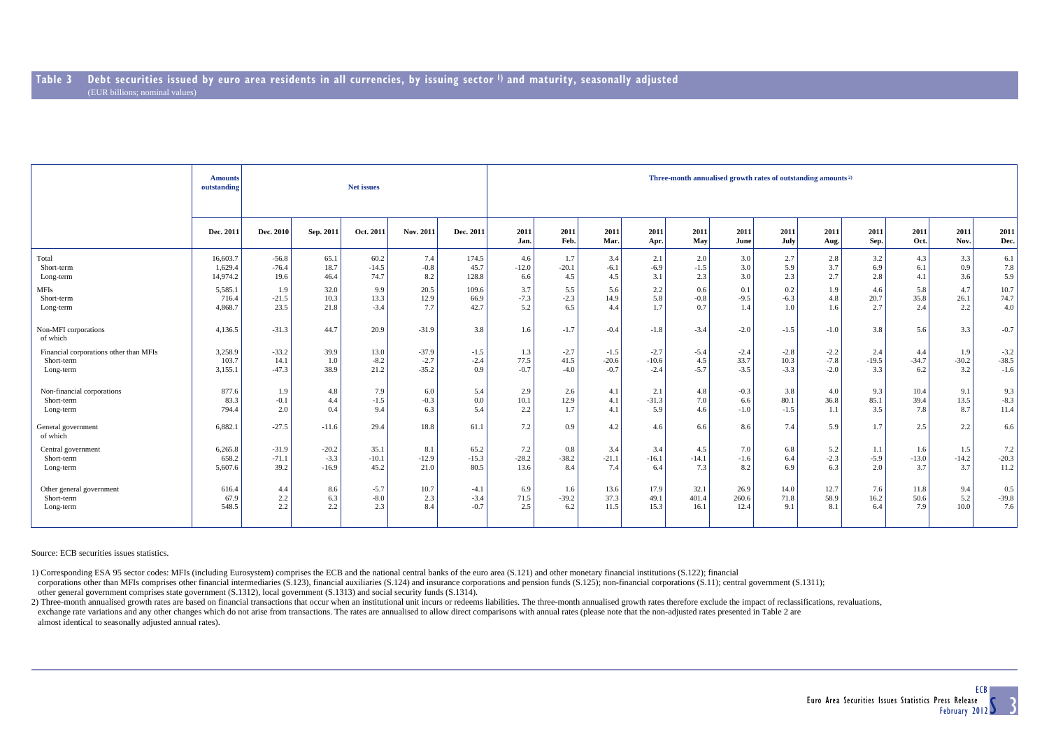## Table 3 Debt securities issued by euro area residents in all currencies, by issuing sector [1] and maturity, seasonally adjusted

(EUR billions; nominal values)

| | Amounts outstanding | Net issues | | | | | Three-month annualised growth rates of outstanding amounts [2] | | | | | | | | | | | |
|---|---|---|---|---|---|---|---|---|---|---|---|---|---|---|---|---|---|---|
| | Dec. 2011 | Dec. 2010 | Sep. 2011 | Oct. 2011 | Nov. 2011 | Dec. 2011 | 2011 Jan. | 2011 Feb. | 2011 Mar. | 2011 Apr. | 2011 May | 2011 June | 2011 July | 2011 Aug. | 2011 Sep. | 2011 Oct. | 2011 Nov. | 2011 Dec. |
| Total | 16,603.7 | -56.8 | 65.1 | 60.2 | 7.4 | 174.5 | 4.6 | 1.7 | 3.4 | 2.1 | 2.0 | 3.0 | 2.7 | 2.8 | 3.2 | 4.3 | 3.3 | 6.1 |
| Short-term | 1,629.4 | -76.4 | 18.7 | -14.5 | -0.8 | 45.7 | -12.0 | -20.1 | -6.1 | -6.9 | -1.5 | 3.0 | 5.9 | 3.7 | 6.9 | 6.1 | 0.9 | 7.8 |
| Long-term | 14,974.2 | 19.6 | 46.4 | 74.7 | 8.2 | 128.8 | 6.6 | 4.5 | 4.5 | 3.1 | 2.3 | 3.0 | 2.3 | 2.7 | 2.8 | 4.1 | 3.6 | 5.9 |
| MFIs | 5,585.1 | 1.9 | 32.0 | 9.9 | 20.5 | 109.6 | 3.7 | 5.5 | 5.6 | 2.2 | 0.6 | 0.1 | 0.2 | 1.9 | 4.6 | 5.8 | 4.7 | 10.7 |
| Short-term | 716.4 | -21.5 | 10.3 | 13.3 | 12.9 | 66.9 | -7.3 | -2.3 | 14.9 | 5.8 | -0.8 | -9.5 | -6.3 | 4.8 | 20.7 | 35.8 | 26.1 | 74.7 |
| Long-term | 4,868.7 | 23.5 | 21.8 | -3.4 | 7.7 | 42.7 | 5.2 | 6.5 | 4.4 | 1.7 | 0.7 | 1.4 | 1.0 | 1.6 | 2.7 | 2.4 | 2.2 | 4.0 |
| Non-MFI corporations of which | 4,136.5 | -31.3 | 44.7 | 20.9 | -31.9 | 3.8 | 1.6 | -1.7 | -0.4 | -1.8 | -3.4 | -2.0 | -1.5 | -1.0 | 3.8 | 5.6 | 3.3 | -0.7 |
| Financial corporations other than MFIs | 3,258.9 | -33.2 | 39.9 | 13.0 | -37.9 | -1.5 | 1.3 | -2.7 | -1.5 | -2.7 | -5.4 | -2.4 | -2.8 | -2.2 | 2.4 | 4.4 | 1.9 | -3.2 |
| Short-term | 103.7 | 14.1 | 1.0 | -8.2 | -2.7 | -2.4 | 77.5 | 41.5 | -20.6 | -10.6 | 4.5 | 33.7 | 10.3 | -7.8 | -19.5 | -34.7 | -30.2 | -38.5 |
| Long-term | 3,155.1 | -47.3 | 38.9 | 21.2 | -35.2 | 0.9 | -0.7 | -4.0 | -0.7 | -2.4 | -5.7 | -3.5 | -3.3 | -2.0 | 3.3 | 6.2 | 3.2 | -1.6 |
| Non-financial corporations | 877.6 | 1.9 | 4.8 | 7.9 | 6.0 | 5.4 | 2.9 | 2.6 | 4.1 | 2.1 | 4.8 | -0.3 | 3.8 | 4.0 | 9.3 | 10.4 | 9.1 | 9.3 |
| Short-term | 83.3 | -0.1 | 4.4 | -1.5 | -0.3 | 0.0 | 10.1 | 12.9 | 4.1 | -31.3 | 7.0 | 6.6 | 80.1 | 36.8 | 85.1 | 39.4 | 13.5 | -8.3 |
| Long-term | 794.4 | 2.0 | 0.4 | 9.4 | 6.3 | 5.4 | 2.2 | 1.7 | 4.1 | 5.9 | 4.6 | -1.0 | -1.5 | 1.1 | 3.5 | 7.8 | 8.7 | 11.4 |
| General government of which | 6,882.1 | -27.5 | -11.6 | 29.4 | 18.8 | 61.1 | 7.2 | 0.9 | 4.2 | 4.6 | 6.6 | 8.6 | 7.4 | 5.9 | 1.7 | 2.5 | 2.2 | 6.6 |
| Central government | 6,265.8 | -31.9 | -20.2 | 35.1 | 8.1 | 65.2 | 7.2 | 0.8 | 3.4 | 3.4 | 4.5 | 7.0 | 6.8 | 5.2 | 1.1 | 1.6 | 1.5 | 7.2 |
| Short-term | 658.2 | -71.1 | -3.3 | -10.1 | -12.9 | -15.3 | -28.2 | -38.2 | -21.1 | -16.1 | -14.1 | -1.6 | 6.4 | -2.3 | -5.9 | -13.0 | -14.2 | -20.3 |
| Long-term | 5,607.6 | 39.2 | -16.9 | 45.2 | 21.0 | 80.5 | 13.6 | 8.4 | 7.4 | 6.4 | 7.3 | 8.2 | 6.9 | 6.3 | 2.0 | 3.7 | 3.7 | 11.2 |
| Other general government | 616.4 | 4.4 | 8.6 | -5.7 | 10.7 | -4.1 | 6.9 | 1.6 | 13.6 | 17.9 | 32.1 | 26.9 | 14.0 | 12.7 | 7.6 | 11.8 | 9.4 | 0.5 |
| Short-term | 67.9 | 2.2 | 6.3 | -8.0 | 2.3 | -3.4 | 71.5 | -39.2 | 37.3 | 49.1 | 401.4 | 260.6 | 71.8 | 58.9 | 16.2 | 50.6 | 5.2 | -39.8 |
| Long-term | 548.5 | 2.2 | 2.2 | 2.3 | 8.4 | -0.7 | 2.5 | 6.2 | 11.5 | 15.3 | 16.1 | 12.4 | 9.1 | 8.1 | 6.4 | 7.9 | 10.0 | 7.6 |

Source: ECB securities issues statistics.

1) Corresponding ESA 95 sector codes: MFIs (including Eurosystem) comprises the ECB and the national central banks of the euro area (S.121) and other monetary financial institutions (S.122); financial corporations other than MFIs comprises other financial intermediaries (S.123), financial auxiliaries (S.124) and insurance corporations and pension funds (S.125); non-financial corporations (S.11); central government (S.1311); other general government comprises state government (S.1312), local government (S.1313) and social security funds (S.1314).

2) Three-month annualised growth rates are based on financial transactions that occur when an institutional unit incurs or redeems liabilities. The three-month annualised growth rates therefore exclude the impact of reclassifications, revaluations, exchange rate variations and any other changes which do not arise from transactions. The rates are annualised to allow direct comparisons with annual rates (please note that the non-adjusted rates presented in Table 2 are almost identical to seasonally adjusted annual rates).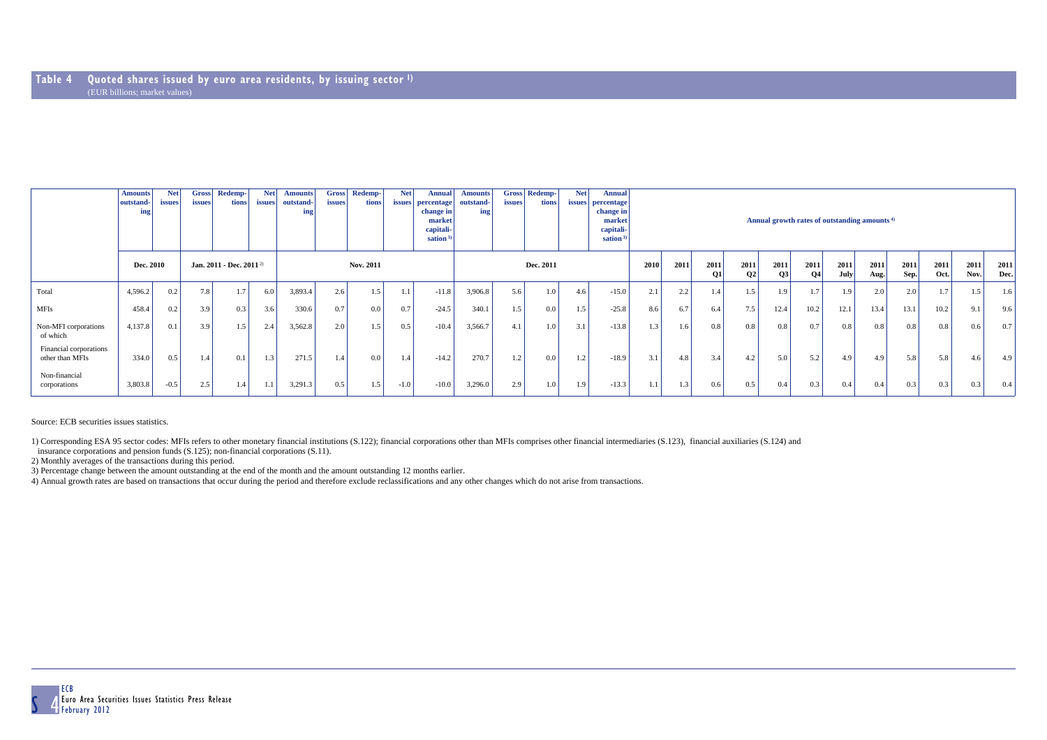## Table 4 Quoted shares issued by euro area residents, by issuing sector [1]

(EUR billions; market values)

| | Amounts outstanding | Net issues | Gross issues | Redemptions | Net issues | Amounts outstanding | Gross issues | Redemptions | Net issues | Annual percentage change in market capitalisation [3] | Amounts outstanding | Gross issues | Redemptions | Net issues | Annual percentage change in market capitalisation [3] | Annual growth rates of outstanding amounts [4] | | | | | | | | | | | |
|---|---|---|---|---|---|---|---|---|---|---|---|---|---|---|---|---|---|---|---|---|---|---|---|---|---|---|---|
| | Dec. 2010 | | Jan. 2011 - Dec. 2011 [2] | | | Nov. 2011 | | | | | Dec. 2011 | | | | | 2010 | 2011 | 2011 Q1 | 2011 Q2 | 2011 Q3 | 2011 Q4 | 2011 July | 2011 Aug. | 2011 Sep. | 2011 Oct. | 2011 Nov. | 2011 Dec. |
| Total | 4,596.2 | 0.2 | 7.8 | 1.7 | 6.0 | 3,893.4 | 2.6 | 1.5 | 1.1 | -11.8 | 3,906.8 | 5.6 | 1.0 | 4.6 | -15.0 | 2.1 | 2.2 | 1.4 | 1.5 | 1.9 | 1.7 | 1.9 | 2.0 | 2.0 | 1.7 | 1.5 | 1.6 |
| MFIs | 458.4 | 0.2 | 3.9 | 0.3 | 3.6 | 330.6 | 0.7 | 0.0 | 0.7 | -24.5 | 340.1 | 1.5 | 0.0 | 1.5 | -25.8 | 8.6 | 6.7 | 6.4 | 7.5 | 12.4 | 10.2 | 12.1 | 13.4 | 13.1 | 10.2 | 9.1 | 9.6 |
| Non-MFI corporations of which | 4,137.8 | 0.1 | 3.9 | 1.5 | 2.4 | 3,562.8 | 2.0 | 1.5 | 0.5 | -10.4 | 3,566.7 | 4.1 | 1.0 | 3.1 | -13.8 | 1.3 | 1.6 | 0.8 | 0.8 | 0.8 | 0.7 | 0.8 | 0.8 | 0.8 | 0.8 | 0.6 | 0.7 |
| Financial corporations other than MFIs | 334.0 | 0.5 | 1.4 | 0.1 | 1.3 | 271.5 | 1.4 | 0.0 | 1.4 | -14.2 | 270.7 | 1.2 | 0.0 | 1.2 | -18.9 | 3.1 | 4.8 | 3.4 | 4.2 | 5.0 | 5.2 | 4.9 | 4.9 | 5.8 | 5.8 | 4.6 | 4.9 |
| Non-financial corporations | 3,803.8 | -0.5 | 2.5 | 1.4 | 1.1 | 3,291.3 | 0.5 | 1.5 | -1.0 | -10.0 | 3,296.0 | 2.9 | 1.0 | 1.9 | -13.3 | 1.1 | 1.3 | 0.6 | 0.5 | 0.4 | 0.3 | 0.4 | 0.4 | 0.3 | 0.3 | 0.3 | 0.4 |

Source: ECB securities issues statistics.

1) Corresponding ESA 95 sector codes: MFIs refers to other monetary financial institutions (S.122); financial corporations other than MFIs comprises other financial intermediaries (S.123), financial auxiliaries (S.124) and insurance corporations and pension funds (S.125); non-financial corporations (S.11).

2) Monthly averages of the transactions during this period.

3) Percentage change between the amount outstanding at the end of the month and the amount outstanding 12 months earlier.

4) Annual growth rates are based on transactions that occur during the period and therefore exclude reclassifications and any other changes which do not arise from transactions.